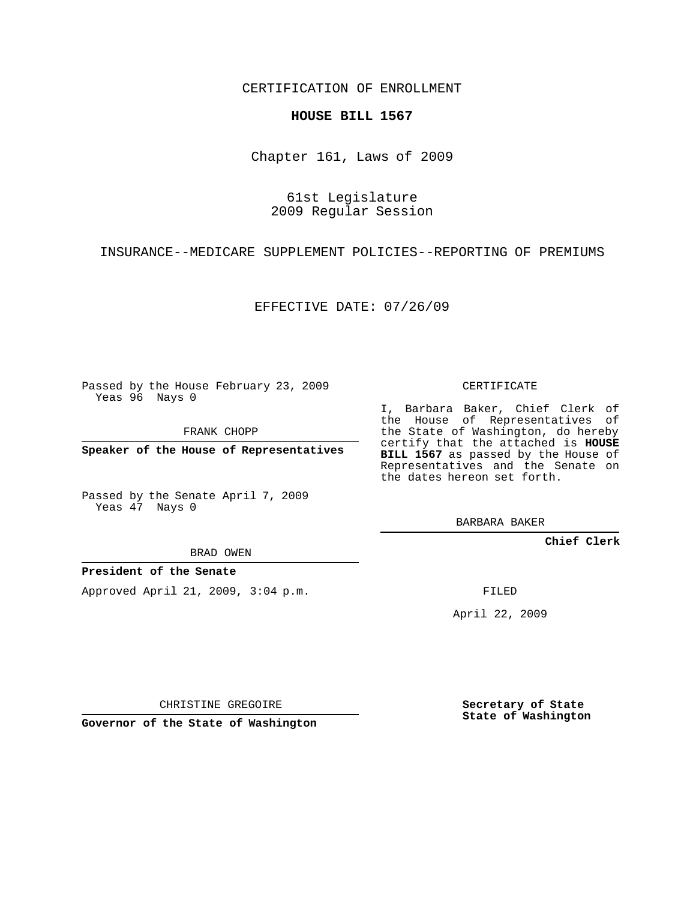CERTIFICATION OF ENROLLMENT

**HOUSE BILL 1567**

Chapter 161, Laws of 2009

61st Legislature
2009 Regular Session

INSURANCE--MEDICARE SUPPLEMENT POLICIES--REPORTING OF PREMIUMS

EFFECTIVE DATE: 07/26/09

Passed by the House February 23, 2009
Yeas 96 Nays 0

FRANK CHOPP

**Speaker of the House of Representatives**

Passed by the Senate April 7, 2009
Yeas 47 Nays 0

BRAD OWEN

**President of the Senate**

Approved April 21, 2009, 3:04 p.m.

CHRISTINE GREGOIRE

**Governor of the State of Washington**

CERTIFICATE

I, Barbara Baker, Chief Clerk of the House of Representatives of the State of Washington, do hereby certify that the attached is **HOUSE BILL 1567** as passed by the House of Representatives and the Senate on the dates hereon set forth.

BARBARA BAKER

**Chief Clerk**

FILED

April 22, 2009

**Secretary of State**
**State of Washington**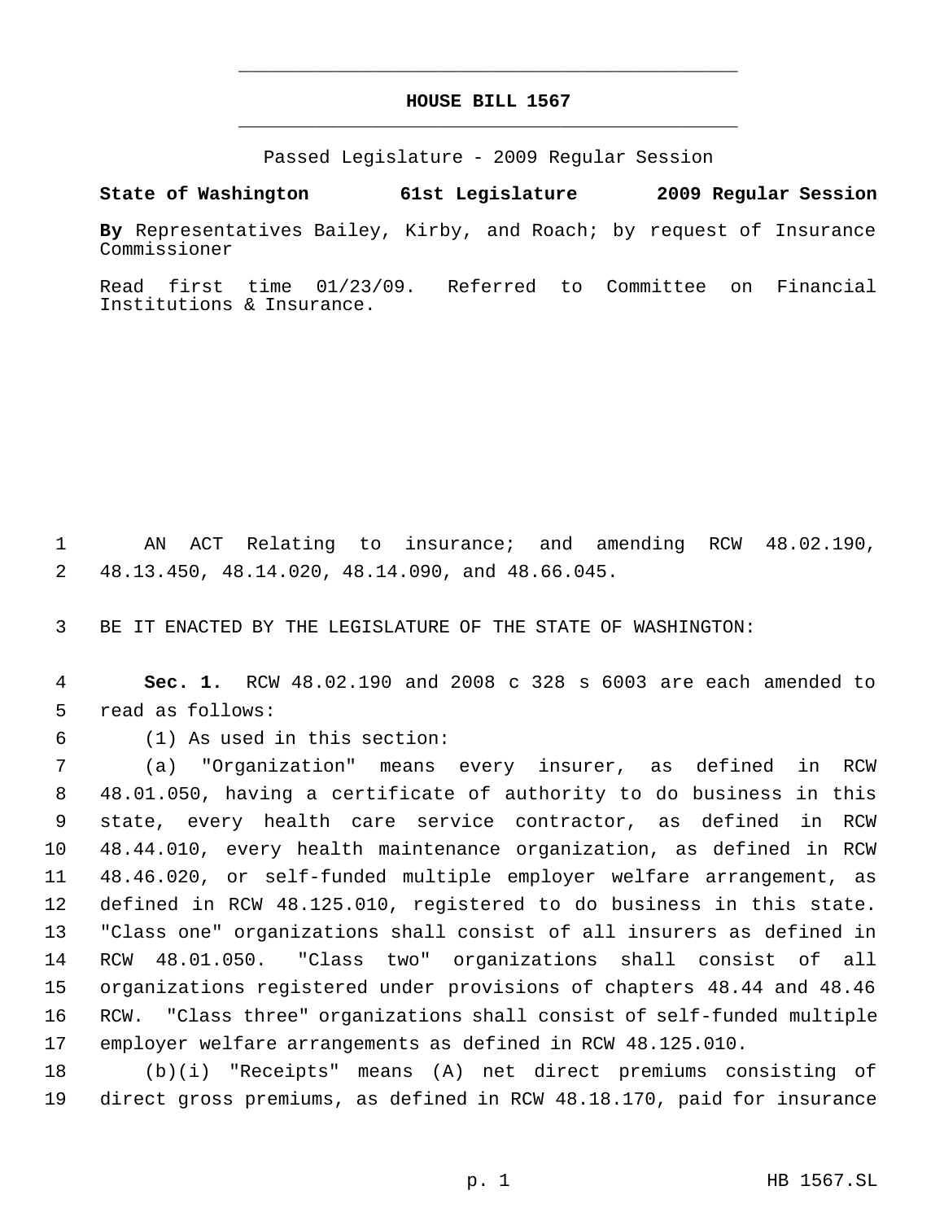# HOUSE BILL 1567

Passed Legislature - 2009 Regular Session

**State of Washington 61st Legislature 2009 Regular Session**

**By** Representatives Bailey, Kirby, and Roach; by request of Insurance Commissioner

Read first time 01/23/09. Referred to Committee on Financial Institutions & Insurance.

AN ACT Relating to insurance; and amending RCW 48.02.190, 48.13.450, 48.14.020, 48.14.090, and 48.66.045.

BE IT ENACTED BY THE LEGISLATURE OF THE STATE OF WASHINGTON:

**Sec. 1.** RCW 48.02.190 and 2008 c 328 s 6003 are each amended to read as follows:

(1) As used in this section:

(a) "Organization" means every insurer, as defined in RCW 48.01.050, having a certificate of authority to do business in this state, every health care service contractor, as defined in RCW 48.44.010, every health maintenance organization, as defined in RCW 48.46.020, or self-funded multiple employer welfare arrangement, as defined in RCW 48.125.010, registered to do business in this state. "Class one" organizations shall consist of all insurers as defined in RCW 48.01.050. "Class two" organizations shall consist of all organizations registered under provisions of chapters 48.44 and 48.46 RCW. "Class three" organizations shall consist of self-funded multiple employer welfare arrangements as defined in RCW 48.125.010.

(b)(i) "Receipts" means (A) net direct premiums consisting of direct gross premiums, as defined in RCW 48.18.170, paid for insurance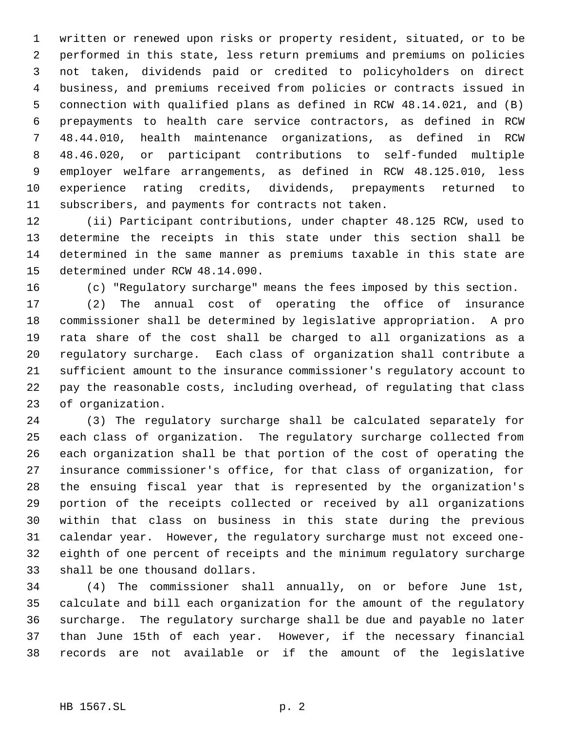written or renewed upon risks or property resident, situated, or to be performed in this state, less return premiums and premiums on policies not taken, dividends paid or credited to policyholders on direct business, and premiums received from policies or contracts issued in connection with qualified plans as defined in RCW 48.14.021, and (B) prepayments to health care service contractors, as defined in RCW 48.44.010, health maintenance organizations, as defined in RCW 48.46.020, or participant contributions to self-funded multiple employer welfare arrangements, as defined in RCW 48.125.010, less experience rating credits, dividends, prepayments returned to subscribers, and payments for contracts not taken.

(ii) Participant contributions, under chapter 48.125 RCW, used to determine the receipts in this state under this section shall be determined in the same manner as premiums taxable in this state are determined under RCW 48.14.090.

(c) "Regulatory surcharge" means the fees imposed by this section.

(2) The annual cost of operating the office of insurance commissioner shall be determined by legislative appropriation. A pro rata share of the cost shall be charged to all organizations as a regulatory surcharge. Each class of organization shall contribute a sufficient amount to the insurance commissioner's regulatory account to pay the reasonable costs, including overhead, of regulating that class of organization.

(3) The regulatory surcharge shall be calculated separately for each class of organization. The regulatory surcharge collected from each organization shall be that portion of the cost of operating the insurance commissioner's office, for that class of organization, for the ensuing fiscal year that is represented by the organization's portion of the receipts collected or received by all organizations within that class on business in this state during the previous calendar year. However, the regulatory surcharge must not exceed one-eighth of one percent of receipts and the minimum regulatory surcharge shall be one thousand dollars.

(4) The commissioner shall annually, on or before June 1st, calculate and bill each organization for the amount of the regulatory surcharge. The regulatory surcharge shall be due and payable no later than June 15th of each year. However, if the necessary financial records are not available or if the amount of the legislative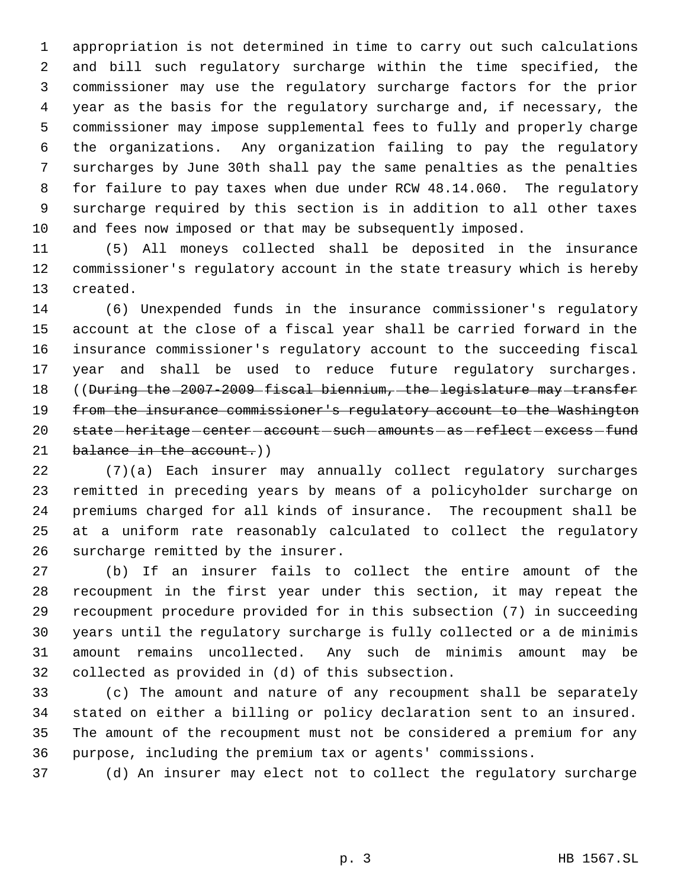appropriation is not determined in time to carry out such calculations and bill such regulatory surcharge within the time specified, the commissioner may use the regulatory surcharge factors for the prior year as the basis for the regulatory surcharge and, if necessary, the commissioner may impose supplemental fees to fully and properly charge the organizations. Any organization failing to pay the regulatory surcharges by June 30th shall pay the same penalties as the penalties for failure to pay taxes when due under RCW 48.14.060. The regulatory surcharge required by this section is in addition to all other taxes and fees now imposed or that may be subsequently imposed.

(5) All moneys collected shall be deposited in the insurance commissioner's regulatory account in the state treasury which is hereby created.

(6) Unexpended funds in the insurance commissioner's regulatory account at the close of a fiscal year shall be carried forward in the insurance commissioner's regulatory account to the succeeding fiscal year and shall be used to reduce future regulatory surcharges. ((~~During the 2007-2009 fiscal biennium, the legislature may transfer from the insurance commissioner's regulatory account to the Washington state heritage center account such amounts as reflect excess fund balance in the account.~~))

(7)(a) Each insurer may annually collect regulatory surcharges remitted in preceding years by means of a policyholder surcharge on premiums charged for all kinds of insurance. The recoupment shall be at a uniform rate reasonably calculated to collect the regulatory surcharge remitted by the insurer.

(b) If an insurer fails to collect the entire amount of the recoupment in the first year under this section, it may repeat the recoupment procedure provided for in this subsection (7) in succeeding years until the regulatory surcharge is fully collected or a de minimis amount remains uncollected. Any such de minimis amount may be collected as provided in (d) of this subsection.

(c) The amount and nature of any recoupment shall be separately stated on either a billing or policy declaration sent to an insured. The amount of the recoupment must not be considered a premium for any purpose, including the premium tax or agents' commissions.

(d) An insurer may elect not to collect the regulatory surcharge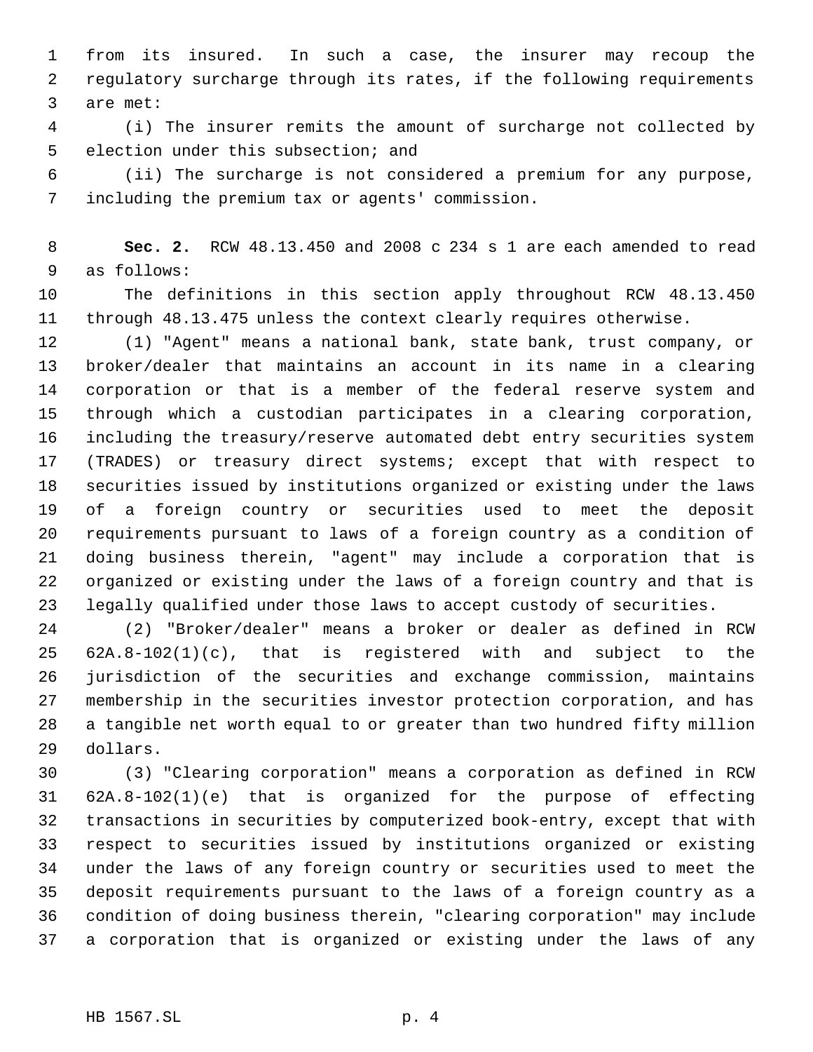from its insured. In such a case, the insurer may recoup the regulatory surcharge through its rates, if the following requirements are met:

(i) The insurer remits the amount of surcharge not collected by election under this subsection; and

(ii) The surcharge is not considered a premium for any purpose, including the premium tax or agents' commission.

**Sec. 2.** RCW 48.13.450 and 2008 c 234 s 1 are each amended to read as follows:

The definitions in this section apply throughout RCW 48.13.450 through 48.13.475 unless the context clearly requires otherwise.

(1) "Agent" means a national bank, state bank, trust company, or broker/dealer that maintains an account in its name in a clearing corporation or that is a member of the federal reserve system and through which a custodian participates in a clearing corporation, including the treasury/reserve automated debt entry securities system (TRADES) or treasury direct systems; except that with respect to securities issued by institutions organized or existing under the laws of a foreign country or securities used to meet the deposit requirements pursuant to laws of a foreign country as a condition of doing business therein, "agent" may include a corporation that is organized or existing under the laws of a foreign country and that is legally qualified under those laws to accept custody of securities.

(2) "Broker/dealer" means a broker or dealer as defined in RCW 62A.8-102(1)(c), that is registered with and subject to the jurisdiction of the securities and exchange commission, maintains membership in the securities investor protection corporation, and has a tangible net worth equal to or greater than two hundred fifty million dollars.

(3) "Clearing corporation" means a corporation as defined in RCW 62A.8-102(1)(e) that is organized for the purpose of effecting transactions in securities by computerized book-entry, except that with respect to securities issued by institutions organized or existing under the laws of any foreign country or securities used to meet the deposit requirements pursuant to the laws of a foreign country as a condition of doing business therein, "clearing corporation" may include a corporation that is organized or existing under the laws of any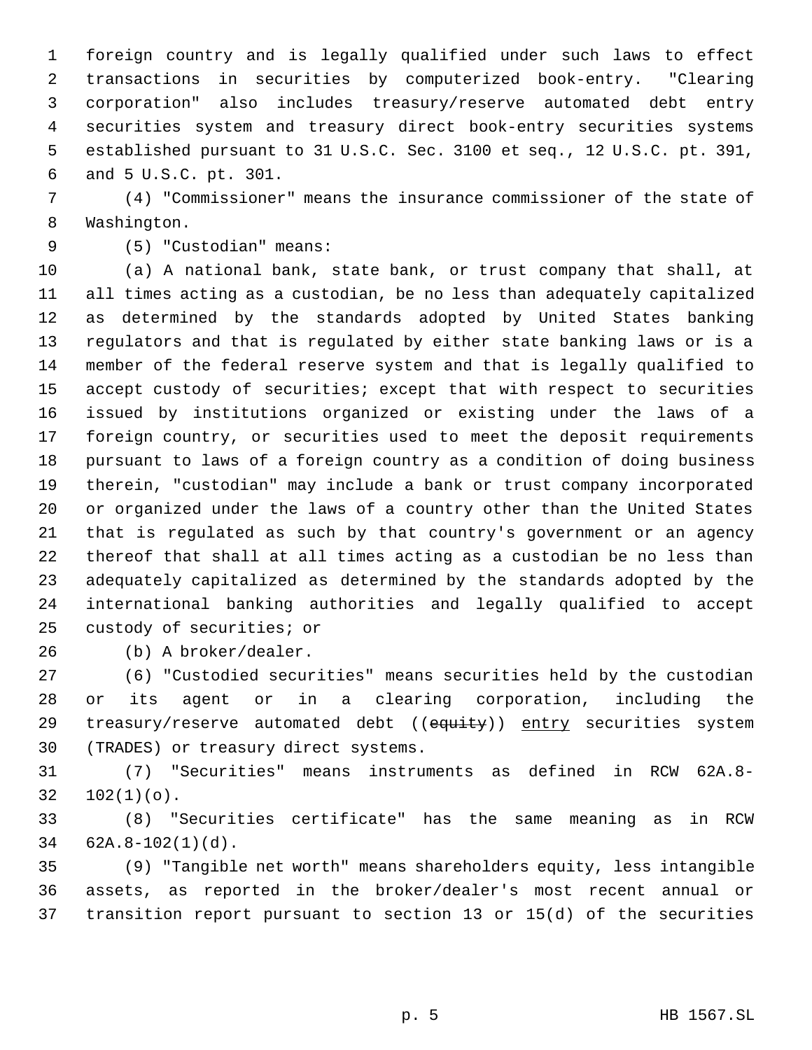foreign country and is legally qualified under such laws to effect transactions in securities by computerized book-entry. "Clearing corporation" also includes treasury/reserve automated debt entry securities system and treasury direct book-entry securities systems established pursuant to 31 U.S.C. Sec. 3100 et seq., 12 U.S.C. pt. 391, and 5 U.S.C. pt. 301.

(4) "Commissioner" means the insurance commissioner of the state of Washington.

(5) "Custodian" means:

(a) A national bank, state bank, or trust company that shall, at all times acting as a custodian, be no less than adequately capitalized as determined by the standards adopted by United States banking regulators and that is regulated by either state banking laws or is a member of the federal reserve system and that is legally qualified to accept custody of securities; except that with respect to securities issued by institutions organized or existing under the laws of a foreign country, or securities used to meet the deposit requirements pursuant to laws of a foreign country as a condition of doing business therein, "custodian" may include a bank or trust company incorporated or organized under the laws of a country other than the United States that is regulated as such by that country's government or an agency thereof that shall at all times acting as a custodian be no less than adequately capitalized as determined by the standards adopted by the international banking authorities and legally qualified to accept custody of securities; or

(b) A broker/dealer.

(6) "Custodied securities" means securities held by the custodian or its agent or in a clearing corporation, including the treasury/reserve automated debt ((~~equity~~)) <u>entry</u> securities system (TRADES) or treasury direct systems.

(7) "Securities" means instruments as defined in RCW 62A.8-102(1)(o).

(8) "Securities certificate" has the same meaning as in RCW 62A.8-102(1)(d).

(9) "Tangible net worth" means shareholders equity, less intangible assets, as reported in the broker/dealer's most recent annual or transition report pursuant to section 13 or 15(d) of the securities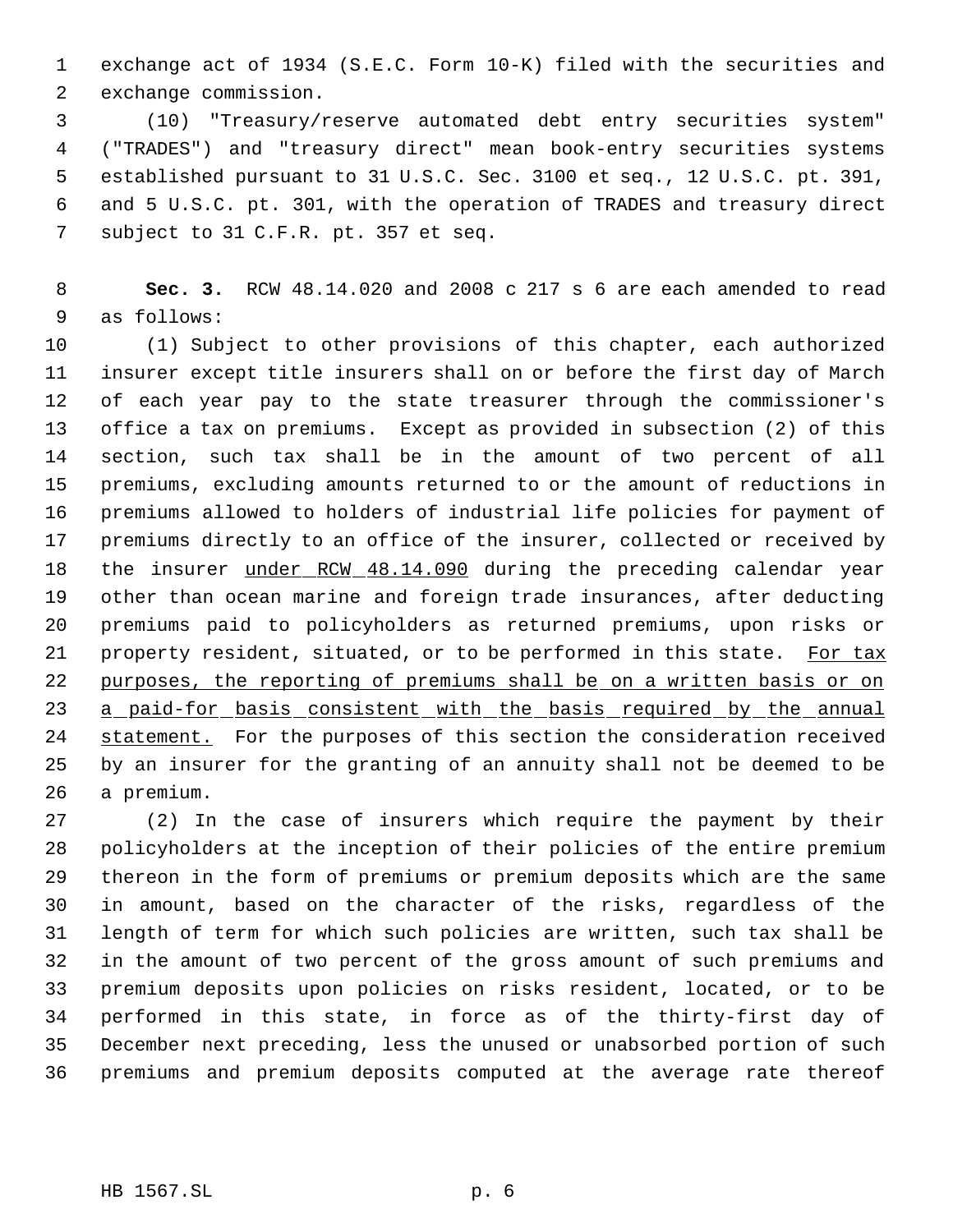exchange act of 1934 (S.E.C. Form 10-K) filed with the securities and exchange commission.

(10) "Treasury/reserve automated debt entry securities system" ("TRADES") and "treasury direct" mean book-entry securities systems established pursuant to 31 U.S.C. Sec. 3100 et seq., 12 U.S.C. pt. 391, and 5 U.S.C. pt. 301, with the operation of TRADES and treasury direct subject to 31 C.F.R. pt. 357 et seq.

**Sec. 3.** RCW 48.14.020 and 2008 c 217 s 6 are each amended to read as follows:

(1) Subject to other provisions of this chapter, each authorized insurer except title insurers shall on or before the first day of March of each year pay to the state treasurer through the commissioner's office a tax on premiums. Except as provided in subsection (2) of this section, such tax shall be in the amount of two percent of all premiums, excluding amounts returned to or the amount of reductions in premiums allowed to holders of industrial life policies for payment of premiums directly to an office of the insurer, collected or received by the insurer <u>under RCW 48.14.090</u> during the preceding calendar year other than ocean marine and foreign trade insurances, after deducting premiums paid to policyholders as returned premiums, upon risks or property resident, situated, or to be performed in this state. <u>For tax purposes, the reporting of premiums shall be on a written basis or on a paid-for basis consistent with the basis required by the annual statement.</u> For the purposes of this section the consideration received by an insurer for the granting of an annuity shall not be deemed to be a premium.

(2) In the case of insurers which require the payment by their policyholders at the inception of their policies of the entire premium thereon in the form of premiums or premium deposits which are the same in amount, based on the character of the risks, regardless of the length of term for which such policies are written, such tax shall be in the amount of two percent of the gross amount of such premiums and premium deposits upon policies on risks resident, located, or to be performed in this state, in force as of the thirty-first day of December next preceding, less the unused or unabsorbed portion of such premiums and premium deposits computed at the average rate thereof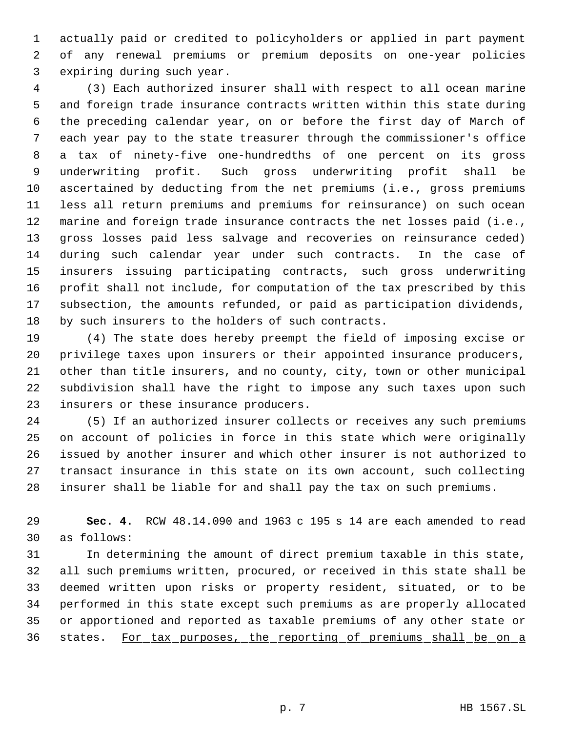actually paid or credited to policyholders or applied in part payment of any renewal premiums or premium deposits on one-year policies expiring during such year.

(3) Each authorized insurer shall with respect to all ocean marine and foreign trade insurance contracts written within this state during the preceding calendar year, on or before the first day of March of each year pay to the state treasurer through the commissioner's office a tax of ninety-five one-hundredths of one percent on its gross underwriting profit. Such gross underwriting profit shall be ascertained by deducting from the net premiums (i.e., gross premiums less all return premiums and premiums for reinsurance) on such ocean marine and foreign trade insurance contracts the net losses paid (i.e., gross losses paid less salvage and recoveries on reinsurance ceded) during such calendar year under such contracts. In the case of insurers issuing participating contracts, such gross underwriting profit shall not include, for computation of the tax prescribed by this subsection, the amounts refunded, or paid as participation dividends, by such insurers to the holders of such contracts.

(4) The state does hereby preempt the field of imposing excise or privilege taxes upon insurers or their appointed insurance producers, other than title insurers, and no county, city, town or other municipal subdivision shall have the right to impose any such taxes upon such insurers or these insurance producers.

(5) If an authorized insurer collects or receives any such premiums on account of policies in force in this state which were originally issued by another insurer and which other insurer is not authorized to transact insurance in this state on its own account, such collecting insurer shall be liable for and shall pay the tax on such premiums.

**Sec. 4.** RCW 48.14.090 and 1963 c 195 s 14 are each amended to read as follows:

In determining the amount of direct premium taxable in this state, all such premiums written, procured, or received in this state shall be deemed written upon risks or property resident, situated, or to be performed in this state except such premiums as are properly allocated or apportioned and reported as taxable premiums of any other state or states. <u>For tax purposes, the reporting of premiums shall be on a</u>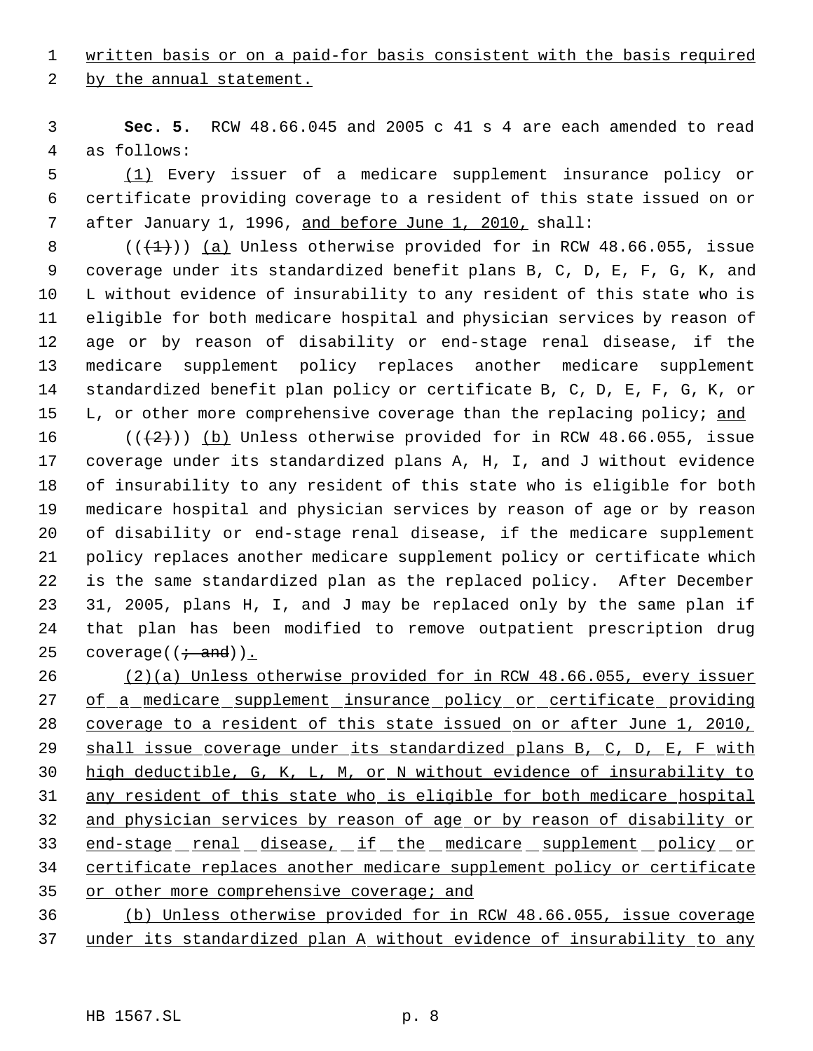written basis or on a paid-for basis consistent with the basis required by the annual statement.

**Sec. 5.** RCW 48.66.045 and 2005 c 41 s 4 are each amended to read as follows:

(1) Every issuer of a medicare supplement insurance policy or certificate providing coverage to a resident of this state issued on or after January 1, 1996, and before June 1, 2010, shall:

((~~(1)~~)) (a) Unless otherwise provided for in RCW 48.66.055, issue coverage under its standardized benefit plans B, C, D, E, F, G, K, and L without evidence of insurability to any resident of this state who is eligible for both medicare hospital and physician services by reason of age or by reason of disability or end-stage renal disease, if the medicare supplement policy replaces another medicare supplement standardized benefit plan policy or certificate B, C, D, E, F, G, K, or L, or other more comprehensive coverage than the replacing policy; and

((~~(2)~~)) (b) Unless otherwise provided for in RCW 48.66.055, issue coverage under its standardized plans A, H, I, and J without evidence of insurability to any resident of this state who is eligible for both medicare hospital and physician services by reason of age or by reason of disability or end-stage renal disease, if the medicare supplement policy replaces another medicare supplement policy or certificate which is the same standardized plan as the replaced policy. After December 31, 2005, plans H, I, and J may be replaced only by the same plan if that plan has been modified to remove outpatient prescription drug coverage((~~; and~~)).

(2)(a) Unless otherwise provided for in RCW 48.66.055, every issuer of a medicare supplement insurance policy or certificate providing coverage to a resident of this state issued on or after June 1, 2010, shall issue coverage under its standardized plans B, C, D, E, F with high deductible, G, K, L, M, or N without evidence of insurability to any resident of this state who is eligible for both medicare hospital and physician services by reason of age or by reason of disability or end-stage renal disease, if the medicare supplement policy or certificate replaces another medicare supplement policy or certificate or other more comprehensive coverage; and

(b) Unless otherwise provided for in RCW 48.66.055, issue coverage under its standardized plan A without evidence of insurability to any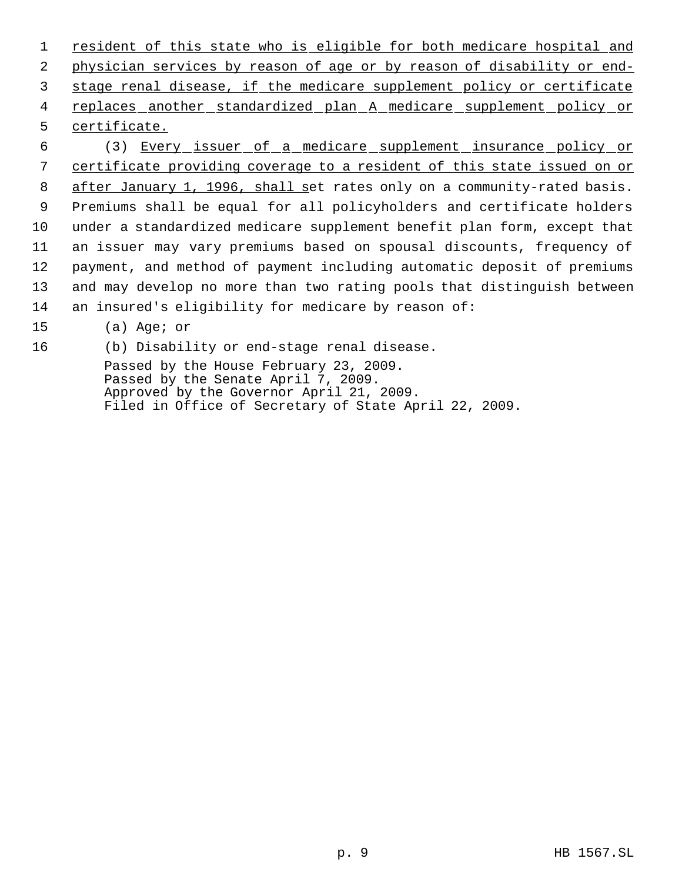resident of this state who is eligible for both medicare hospital and physician services by reason of age or by reason of disability or end-stage renal disease, if the medicare supplement policy or certificate replaces another standardized plan A medicare supplement policy or certificate.

(3) Every issuer of a medicare supplement insurance policy or certificate providing coverage to a resident of this state issued on or after January 1, 1996, shall set rates only on a community-rated basis. Premiums shall be equal for all policyholders and certificate holders under a standardized medicare supplement benefit plan form, except that an issuer may vary premiums based on spousal discounts, frequency of payment, and method of payment including automatic deposit of premiums and may develop no more than two rating pools that distinguish between an insured's eligibility for medicare by reason of:

(a) Age; or

(b) Disability or end-stage renal disease.

Passed by the House February 23, 2009.
Passed by the Senate April 7, 2009.
Approved by the Governor April 21, 2009.
Filed in Office of Secretary of State April 22, 2009.